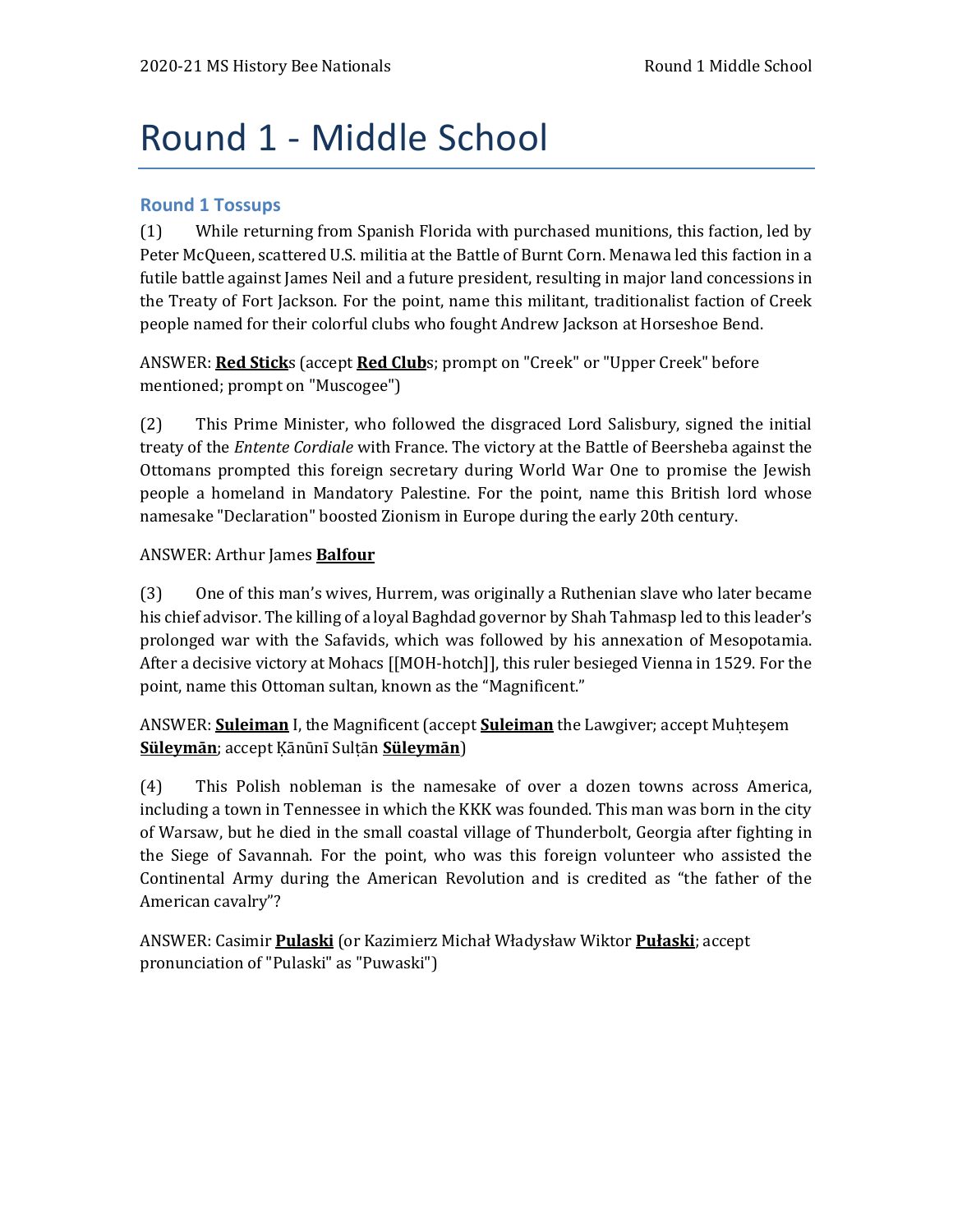# Round 1 - Middle School

## Round 1 Tossups

(1) While returning from Spanish Florida with purchased munitions, this faction, led by Peter McQueen, scattered U.S. militia at the Battle of Burnt Corn. Menawa led this faction in a futile battle against James Neil and a future president, resulting in major land concessions in the Treaty of Fort Jackson. For the point, name this militant, traditionalist faction of Creek people named for their colorful clubs who fought Andrew Jackson at Horseshoe Bend.

ANSWER: **Red Stick**s (accept **Red Club**s; prompt on "Creek" or "Upper Creek" before mentioned; prompt on "Muscogee")

(2) This Prime Minister, who followed the disgraced Lord Salisbury, signed the initial treaty of the *Entente Cordiale* with France. The victory at the Battle of Beersheba against the Ottomans prompted this foreign secretary during World War One to promise the Jewish people a homeland in Mandatory Palestine. For the point, name this British lord whose namesake "Declaration" boosted Zionism in Europe during the early 20th century.

ANSWER: Arthur James **Balfour**

(3) One of this man's wives, Hurrem, was originally a Ruthenian slave who later became his chief advisor. The killing of a loyal Baghdad governor by Shah Tahmasp led to this leader's prolonged war with the Safavids, which was followed by his annexation of Mesopotamia. After a decisive victory at Mohacs [[MOH-hotch]], this ruler besieged Vienna in 1529. For the point, name this Ottoman sultan, known as the "Magnificent."

ANSWER: **Suleiman** I, the Magnificent (accept **Suleiman** the Lawgiver; accept Muḥteşem **Süleymān**; accept Ḳānūnī Sulṭān **Süleymān**)

(4) This Polish nobleman is the namesake of over a dozen towns across America, including a town in Tennessee in which the KKK was founded. This man was born in the city of Warsaw, but he died in the small coastal village of Thunderbolt, Georgia after fighting in the Siege of Savannah. For the point, who was this foreign volunteer who assisted the Continental Army during the American Revolution and is credited as "the father of the American cavalry"?

ANSWER: Casimir **Pulaski** (or Kazimierz Michał Władysław Wiktor **Pułaski**; accept pronunciation of "Pulaski" as "Puwaski")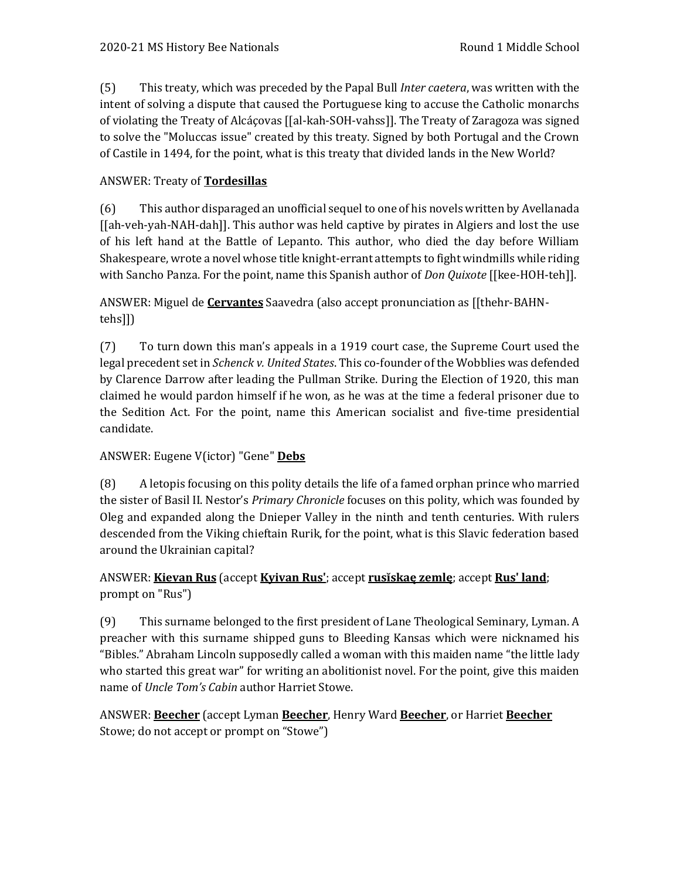(5) This treaty, which was preceded by the Papal Bull *Inter caetera*, was written with the intent of solving a dispute that caused the Portuguese king to accuse the Catholic monarchs of violating the Treaty of Alcáçovas [[al-kah-SOH-vahss]]. The Treaty of Zaragoza was signed to solve the "Moluccas issue" created by this treaty. Signed by both Portugal and the Crown of Castile in 1494, for the point, what is this treaty that divided lands in the New World?

ANSWER: Treaty of **<u>Tordesillas</u>**

(6) This author disparaged an unofficial sequel to one of his novels written by Avellanada [[ah-veh-yah-NAH-dah]]. This author was held captive by pirates in Algiers and lost the use of his left hand at the Battle of Lepanto. This author, who died the day before William Shakespeare, wrote a novel whose title knight-errant attempts to fight windmills while riding with Sancho Panza. For the point, name this Spanish author of *Don Quixote* [[kee-HOH-teh]].

ANSWER: Miguel de **<u>Cervantes</u>** Saavedra (also accept pronunciation as [[thehr-BAHN-tehs]])

(7) To turn down this man's appeals in a 1919 court case, the Supreme Court used the legal precedent set in *Schenck v. United States*. This co-founder of the Wobblies was defended by Clarence Darrow after leading the Pullman Strike. During the Election of 1920, this man claimed he would pardon himself if he won, as he was at the time a federal prisoner due to the Sedition Act. For the point, name this American socialist and five-time presidential candidate.

ANSWER: Eugene V(ictor) "Gene" **<u>Debs</u>**

(8) A letopis focusing on this polity details the life of a famed orphan prince who married the sister of Basil II. Nestor's *Primary Chronicle* focuses on this polity, which was founded by Oleg and expanded along the Dnieper Valley in the ninth and tenth centuries. With rulers descended from the Viking chieftain Rurik, for the point, what is this Slavic federation based around the Ukrainian capital?

ANSWER: **<u>Kievan Rus</u>** (accept **<u>Kyivan Rus'</u>**; accept **<u>rusĭskaę zemlę</u>**; accept **<u>Rus' land</u>**; prompt on "Rus")

(9) This surname belonged to the first president of Lane Theological Seminary, Lyman. A preacher with this surname shipped guns to Bleeding Kansas which were nicknamed his "Bibles." Abraham Lincoln supposedly called a woman with this maiden name "the little lady who started this great war" for writing an abolitionist novel. For the point, give this maiden name of *Uncle Tom's Cabin* author Harriet Stowe.

ANSWER: **<u>Beecher</u>** (accept Lyman **<u>Beecher</u>**, Henry Ward **<u>Beecher</u>**, or Harriet **<u>Beecher</u>** Stowe; do not accept or prompt on "Stowe")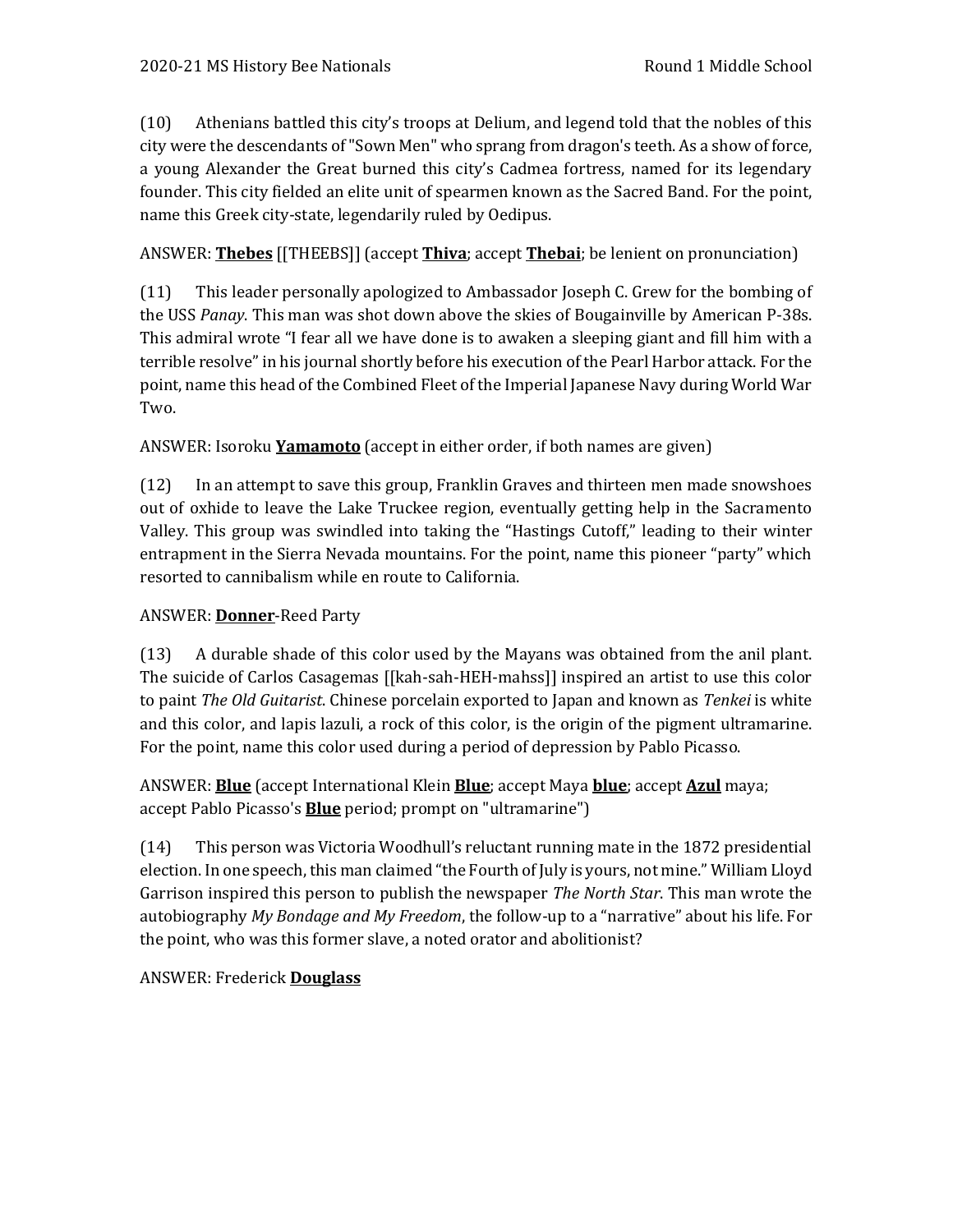(10) Athenians battled this city's troops at Delium, and legend told that the nobles of this city were the descendants of "Sown Men" who sprang from dragon's teeth. As a show of force, a young Alexander the Great burned this city's Cadmea fortress, named for its legendary founder. This city fielded an elite unit of spearmen known as the Sacred Band. For the point, name this Greek city-state, legendarily ruled by Oedipus.

ANSWER: **Thebes** [[THEEBS]] (accept **Thiva**; accept **Thebai**; be lenient on pronunciation)

(11) This leader personally apologized to Ambassador Joseph C. Grew for the bombing of the USS *Panay*. This man was shot down above the skies of Bougainville by American P-38s. This admiral wrote "I fear all we have done is to awaken a sleeping giant and fill him with a terrible resolve" in his journal shortly before his execution of the Pearl Harbor attack. For the point, name this head of the Combined Fleet of the Imperial Japanese Navy during World War Two.

ANSWER: Isoroku **Yamamoto** (accept in either order, if both names are given)

(12) In an attempt to save this group, Franklin Graves and thirteen men made snowshoes out of oxhide to leave the Lake Truckee region, eventually getting help in the Sacramento Valley. This group was swindled into taking the "Hastings Cutoff," leading to their winter entrapment in the Sierra Nevada mountains. For the point, name this pioneer "party" which resorted to cannibalism while en route to California.

ANSWER: **Donner**-Reed Party

(13) A durable shade of this color used by the Mayans was obtained from the anil plant. The suicide of Carlos Casagemas [[kah-sah-HEH-mahss]] inspired an artist to use this color to paint *The Old Guitarist*. Chinese porcelain exported to Japan and known as *Tenkei* is white and this color, and lapis lazuli, a rock of this color, is the origin of the pigment ultramarine. For the point, name this color used during a period of depression by Pablo Picasso.

ANSWER: **Blue** (accept International Klein **Blue**; accept Maya **blue**; accept **Azul** maya; accept Pablo Picasso's **Blue** period; prompt on "ultramarine")

(14) This person was Victoria Woodhull's reluctant running mate in the 1872 presidential election. In one speech, this man claimed "the Fourth of July is yours, not mine." William Lloyd Garrison inspired this person to publish the newspaper *The North Star*. This man wrote the autobiography *My Bondage and My Freedom*, the follow-up to a "narrative" about his life. For the point, who was this former slave, a noted orator and abolitionist?

ANSWER: Frederick **Douglass**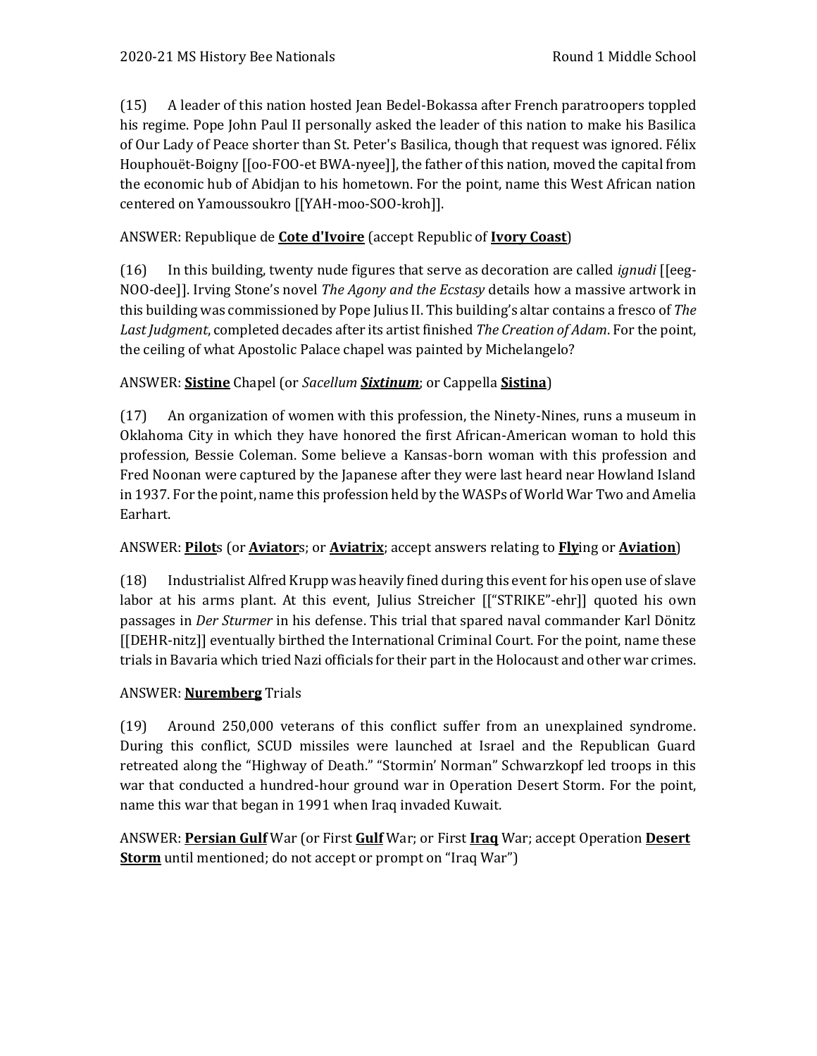(15) A leader of this nation hosted Jean Bedel-Bokassa after French paratroopers toppled his regime. Pope John Paul II personally asked the leader of this nation to make his Basilica of Our Lady of Peace shorter than St. Peter's Basilica, though that request was ignored. Félix Houphouët-Boigny [[oo-FOO-et BWA-nyee]], the father of this nation, moved the capital from the economic hub of Abidjan to his hometown. For the point, name this West African nation centered on Yamoussoukro [[YAH-moo-SOO-kroh]].

ANSWER: Republique de **Cote d'Ivoire** (accept Republic of **Ivory Coast**)

(16) In this building, twenty nude figures that serve as decoration are called *ignudi* [[eeg-NOO-dee]]. Irving Stone's novel *The Agony and the Ecstasy* details how a massive artwork in this building was commissioned by Pope Julius II. This building's altar contains a fresco of *The Last Judgment*, completed decades after its artist finished *The Creation of Adam*. For the point, the ceiling of what Apostolic Palace chapel was painted by Michelangelo?

ANSWER: **Sistine** Chapel (or *Sacellum* ***Sixtinum***; or Cappella **Sistina**)

(17) An organization of women with this profession, the Ninety-Nines, runs a museum in Oklahoma City in which they have honored the first African-American woman to hold this profession, Bessie Coleman. Some believe a Kansas-born woman with this profession and Fred Noonan were captured by the Japanese after they were last heard near Howland Island in 1937. For the point, name this profession held by the WASPs of World War Two and Amelia Earhart.

ANSWER: **Pilot**s (or **Aviator**s; or **Aviatrix**; accept answers relating to **Fly**ing or **Aviation**)

(18) Industrialist Alfred Krupp was heavily fined during this event for his open use of slave labor at his arms plant. At this event, Julius Streicher [["STRIKE"-ehr]] quoted his own passages in *Der Sturmer* in his defense. This trial that spared naval commander Karl Dönitz [[DEHR-nitz]] eventually birthed the International Criminal Court. For the point, name these trials in Bavaria which tried Nazi officials for their part in the Holocaust and other war crimes.

ANSWER: **Nuremberg** Trials

(19) Around 250,000 veterans of this conflict suffer from an unexplained syndrome. During this conflict, SCUD missiles were launched at Israel and the Republican Guard retreated along the "Highway of Death." "Stormin' Norman" Schwarzkopf led troops in this war that conducted a hundred-hour ground war in Operation Desert Storm. For the point, name this war that began in 1991 when Iraq invaded Kuwait.

ANSWER: **Persian Gulf** War (or First **Gulf** War; or First **Iraq** War; accept Operation **Desert Storm** until mentioned; do not accept or prompt on "Iraq War")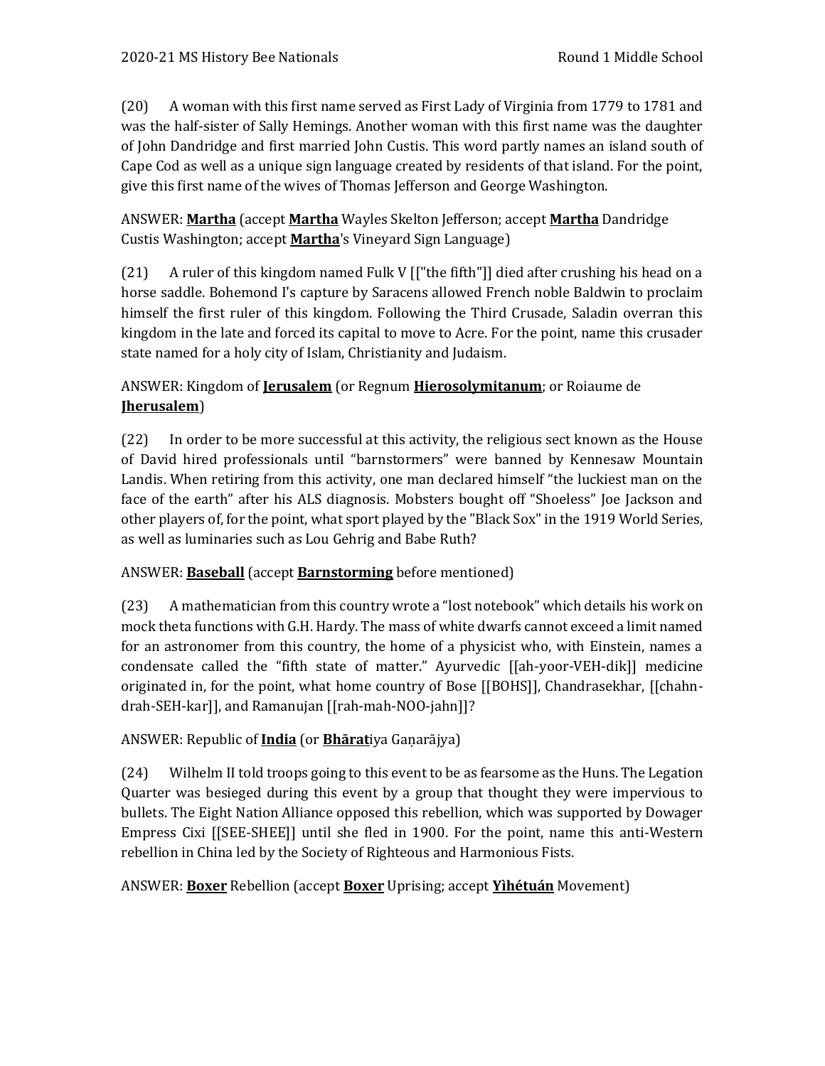(20) A woman with this first name served as First Lady of Virginia from 1779 to 1781 and was the half-sister of Sally Hemings. Another woman with this first name was the daughter of John Dandridge and first married John Custis. This word partly names an island south of Cape Cod as well as a unique sign language created by residents of that island. For the point, give this first name of the wives of Thomas Jefferson and George Washington.

ANSWER: **Martha** (accept **Martha** Wayles Skelton Jefferson; accept **Martha** Dandridge Custis Washington; accept **Martha**'s Vineyard Sign Language)

(21) A ruler of this kingdom named Fulk V [["the fifth"]] died after crushing his head on a horse saddle. Bohemond I's capture by Saracens allowed French noble Baldwin to proclaim himself the first ruler of this kingdom. Following the Third Crusade, Saladin overran this kingdom in the late and forced its capital to move to Acre. For the point, name this crusader state named for a holy city of Islam, Christianity and Judaism.

ANSWER: Kingdom of **Jerusalem** (or Regnum **Hierosolymitanum**; or Roiaume de **Jherusalem**)

(22) In order to be more successful at this activity, the religious sect known as the House of David hired professionals until "barnstormers" were banned by Kennesaw Mountain Landis. When retiring from this activity, one man declared himself "the luckiest man on the face of the earth" after his ALS diagnosis. Mobsters bought off "Shoeless" Joe Jackson and other players of, for the point, what sport played by the "Black Sox" in the 1919 World Series, as well as luminaries such as Lou Gehrig and Babe Ruth?

ANSWER: **Baseball** (accept **Barnstorming** before mentioned)

(23) A mathematician from this country wrote a "lost notebook" which details his work on mock theta functions with G.H. Hardy. The mass of white dwarfs cannot exceed a limit named for an astronomer from this country, the home of a physicist who, with Einstein, names a condensate called the "fifth state of matter." Ayurvedic [[ah-yoor-VEH-dik]] medicine originated in, for the point, what home country of Bose [[BOHS]], Chandrasekhar, [[chahn-drah-SEH-kar]], and Ramanujan [[rah-mah-NOO-jahn]]?

ANSWER: Republic of **India** (or **Bhārat**iya Gaṇarājya)

(24) Wilhelm II told troops going to this event to be as fearsome as the Huns. The Legation Quarter was besieged during this event by a group that thought they were impervious to bullets. The Eight Nation Alliance opposed this rebellion, which was supported by Dowager Empress Cixi [[SEE-SHEE]] until she fled in 1900. For the point, name this anti-Western rebellion in China led by the Society of Righteous and Harmonious Fists.

ANSWER: **Boxer** Rebellion (accept **Boxer** Uprising; accept **Yìhétuán** Movement)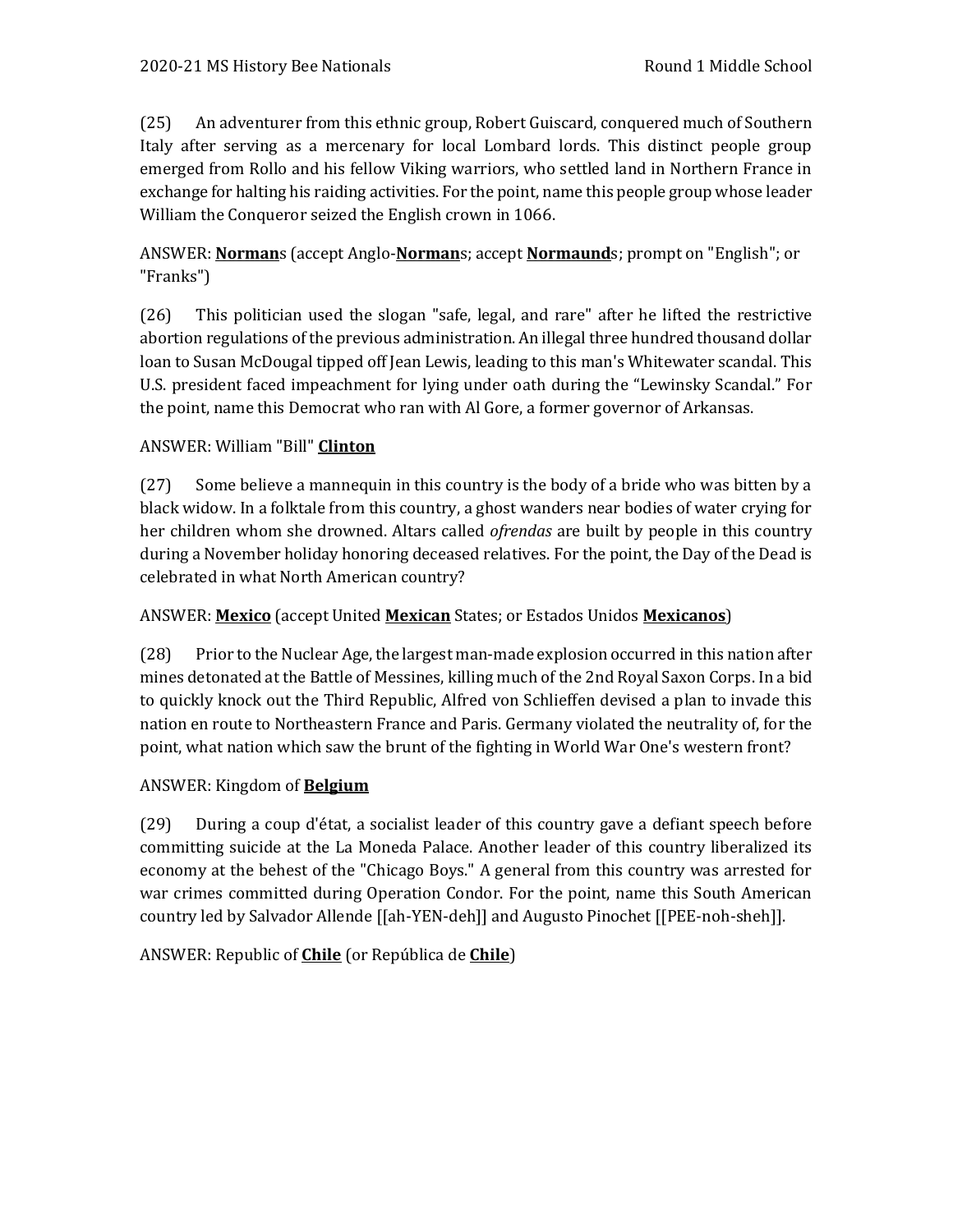(25) An adventurer from this ethnic group, Robert Guiscard, conquered much of Southern Italy after serving as a mercenary for local Lombard lords. This distinct people group emerged from Rollo and his fellow Viking warriors, who settled land in Northern France in exchange for halting his raiding activities. For the point, name this people group whose leader William the Conqueror seized the English crown in 1066.

ANSWER: **Norman**s (accept Anglo-**Norman**s; accept **Normaund**s; prompt on "English"; or "Franks")

(26) This politician used the slogan "safe, legal, and rare" after he lifted the restrictive abortion regulations of the previous administration. An illegal three hundred thousand dollar loan to Susan McDougal tipped off Jean Lewis, leading to this man's Whitewater scandal. This U.S. president faced impeachment for lying under oath during the "Lewinsky Scandal." For the point, name this Democrat who ran with Al Gore, a former governor of Arkansas.

ANSWER: William "Bill" **Clinton**

(27) Some believe a mannequin in this country is the body of a bride who was bitten by a black widow. In a folktale from this country, a ghost wanders near bodies of water crying for her children whom she drowned. Altars called *ofrendas* are built by people in this country during a November holiday honoring deceased relatives. For the point, the Day of the Dead is celebrated in what North American country?

ANSWER: **Mexico** (accept United **Mexican** States; or Estados Unidos **Mexicanos**)

(28) Prior to the Nuclear Age, the largest man-made explosion occurred in this nation after mines detonated at the Battle of Messines, killing much of the 2nd Royal Saxon Corps. In a bid to quickly knock out the Third Republic, Alfred von Schlieffen devised a plan to invade this nation en route to Northeastern France and Paris. Germany violated the neutrality of, for the point, what nation which saw the brunt of the fighting in World War One's western front?

ANSWER: Kingdom of **Belgium**

(29) During a coup d'état, a socialist leader of this country gave a defiant speech before committing suicide at the La Moneda Palace. Another leader of this country liberalized its economy at the behest of the "Chicago Boys." A general from this country was arrested for war crimes committed during Operation Condor. For the point, name this South American country led by Salvador Allende [[ah-YEN-deh]] and Augusto Pinochet [[PEE-noh-sheh]].

ANSWER: Republic of **Chile** (or República de **Chile**)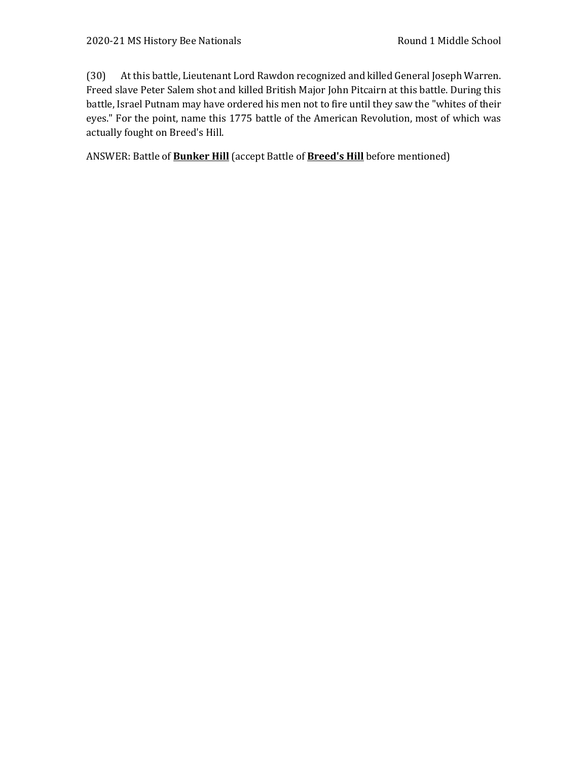(30) At this battle, Lieutenant Lord Rawdon recognized and killed General Joseph Warren. Freed slave Peter Salem shot and killed British Major John Pitcairn at this battle. During this battle, Israel Putnam may have ordered his men not to fire until they saw the "whites of their eyes." For the point, name this 1775 battle of the American Revolution, most of which was actually fought on Breed's Hill.

ANSWER: Battle of **<u>Bunker Hill</u>** (accept Battle of **<u>Breed's Hill</u>** before mentioned)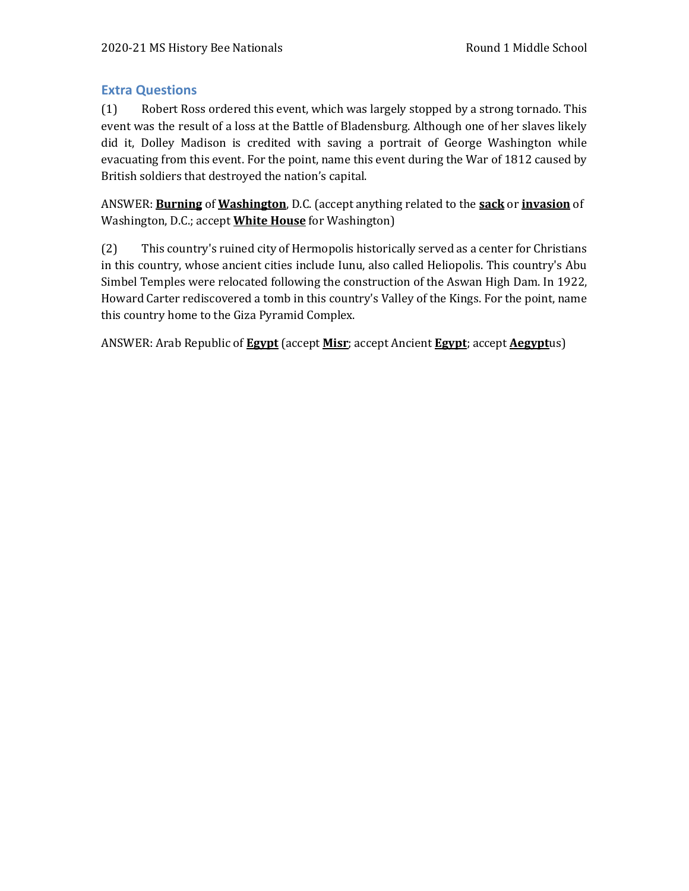## Extra Questions

(1) Robert Ross ordered this event, which was largely stopped by a strong tornado. This event was the result of a loss at the Battle of Bladensburg. Although one of her slaves likely did it, Dolley Madison is credited with saving a portrait of George Washington while evacuating from this event. For the point, name this event during the War of 1812 caused by British soldiers that destroyed the nation's capital.

ANSWER: **Burning** of **Washington**, D.C. (accept anything related to the **sack** or **invasion** of Washington, D.C.; accept **White House** for Washington)

(2) This country's ruined city of Hermopolis historically served as a center for Christians in this country, whose ancient cities include Iunu, also called Heliopolis. This country's Abu Simbel Temples were relocated following the construction of the Aswan High Dam. In 1922, Howard Carter rediscovered a tomb in this country's Valley of the Kings. For the point, name this country home to the Giza Pyramid Complex.

ANSWER: Arab Republic of **Egypt** (accept **Misr**; accept Ancient **Egypt**; accept **Aegypt**us)